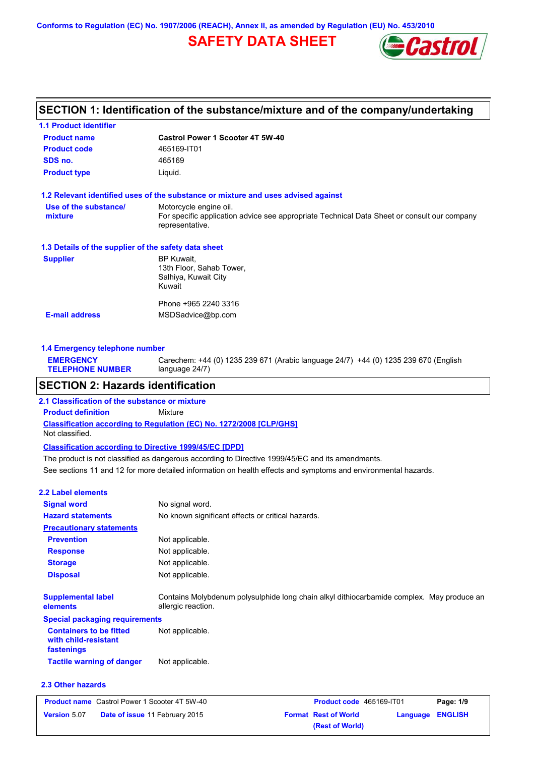Conforms to Regulation (EC) No. 1907/2006 (REACH), Annex II, as amended by Regulation (EU) No. 453/2010

# SAFETY DATA SHEET

## SECTION 1: Identification of the substance/mixture and of the company/undertaking

### 1.1 Product identifier

| | |
|---|---|
| **Product name** | **Castrol Power 1 Scooter 4T 5W-40** |
| **Product code** | 465169-IT01 |
| **SDS no.** | 465169 |
| **Product type** | Liquid. |

### 1.2 Relevant identified uses of the substance or mixture and uses advised against

| | |
|---|---|
| **Use of the substance/ mixture** | Motorcycle engine oil. For specific application advice see appropriate Technical Data Sheet or consult our company representative. |

### 1.3 Details of the supplier of the safety data sheet

| | |
|---|---|
| **Supplier** | BP Kuwait, 13th Floor, Sahab Tower, Salhiya, Kuwait City Kuwait<br><br>Phone +965 2240 3316 |
| **E-mail address** | MSDSadvice@bp.com |

### 1.4 Emergency telephone number

| | |
|---|---|
| **EMERGENCY TELEPHONE NUMBER** | Carechem: +44 (0) 1235 239 671 (Arabic language 24/7) +44 (0) 1235 239 670 (English language 24/7) |

## SECTION 2: Hazards identification

### 2.1 Classification of the substance or mixture

**Product definition** Mixture

**Classification according to Regulation (EC) No. 1272/2008 [CLP/GHS]**

Not classified.

**Classification according to Directive 1999/45/EC [DPD]**

The product is not classified as dangerous according to Directive 1999/45/EC and its amendments.

See sections 11 and 12 for more detailed information on health effects and symptoms and environmental hazards.

### 2.2 Label elements

| | |
|---|---|
| **Signal word** | No signal word. |
| **Hazard statements** | No known significant effects or critical hazards. |
| **Precautionary statements** | |
| **Prevention** | Not applicable. |
| **Response** | Not applicable. |
| **Storage** | Not applicable. |
| **Disposal** | Not applicable. |
| **Supplemental label elements** | Contains Molybdenum polysulphide long chain alkyl dithiocarbamide complex. May produce an allergic reaction. |
| **Special packaging requirements** | |
| **Containers to be fitted with child-resistant fastenings** | Not applicable. |
| **Tactile warning of danger** | Not applicable. |

### 2.3 Other hazards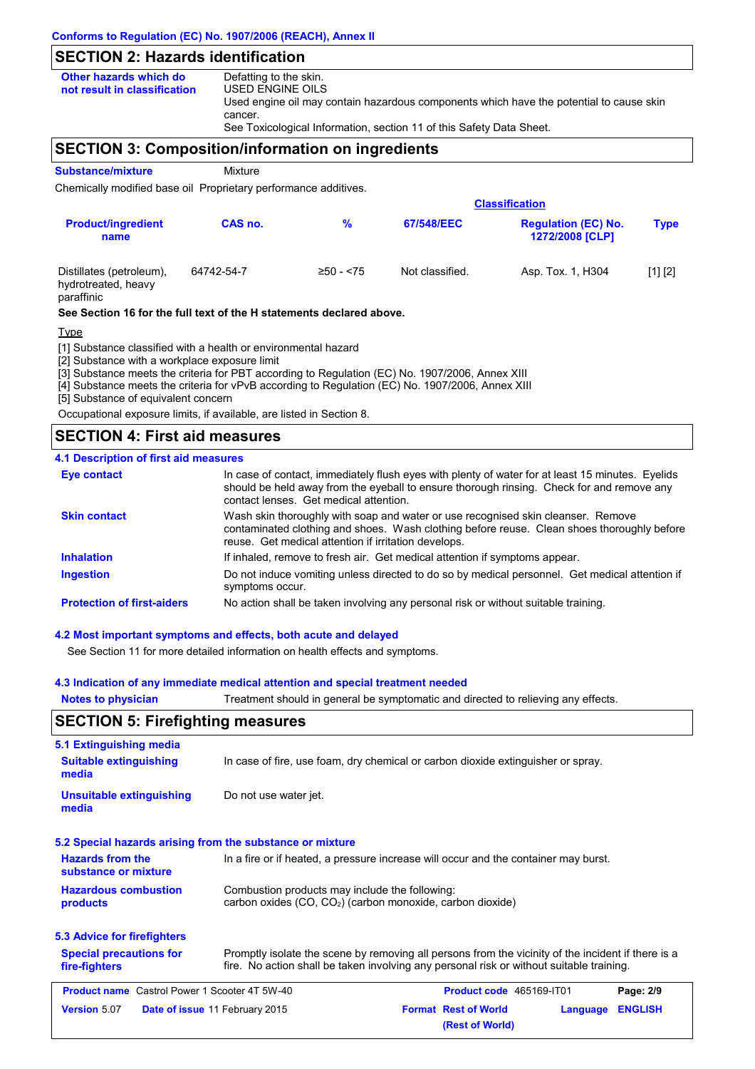Conforms to Regulation (EC) No. 1907/2006 (REACH), Annex II

## SECTION 2: Hazards identification

**Other hazards which do not result in classification**

Defatting to the skin.
USED ENGINE OILS
Used engine oil may contain hazardous components which have the potential to cause skin cancer.
See Toxicological Information, section 11 of this Safety Data Sheet.

## SECTION 3: Composition/information on ingredients

**Substance/mixture** Mixture

Chemically modified base oil Proprietary performance additives.

| Product/ingredient name | CAS no. | % | Classification | | Type |
|---|---|---|---|---|---|
| | | | 67/548/EEC | Regulation (EC) No. 1272/2008 [CLP] | |
| Distillates (petroleum), hydrotreated, heavy paraffinic | 64742-54-7 | ≥50 - <75 | Not classified. | Asp. Tox. 1, H304 | [1] [2] |

**See Section 16 for the full text of the H statements declared above.**

Type

[1] Substance classified with a health or environmental hazard
[2] Substance with a workplace exposure limit
[3] Substance meets the criteria for PBT according to Regulation (EC) No. 1907/2006, Annex XIII
[4] Substance meets the criteria for vPvB according to Regulation (EC) No. 1907/2006, Annex XIII
[5] Substance of equivalent concern

Occupational exposure limits, if available, are listed in Section 8.

## SECTION 4: First aid measures

### 4.1 Description of first aid measures

**Eye contact**: In case of contact, immediately flush eyes with plenty of water for at least 15 minutes. Eyelids should be held away from the eyeball to ensure thorough rinsing. Check for and remove any contact lenses. Get medical attention.

**Skin contact**: Wash skin thoroughly with soap and water or use recognised skin cleanser. Remove contaminated clothing and shoes. Wash clothing before reuse. Clean shoes thoroughly before reuse. Get medical attention if irritation develops.

**Inhalation**: If inhaled, remove to fresh air. Get medical attention if symptoms appear.

**Ingestion**: Do not induce vomiting unless directed to do so by medical personnel. Get medical attention if symptoms occur.

**Protection of first-aiders**: No action shall be taken involving any personal risk or without suitable training.

### 4.2 Most important symptoms and effects, both acute and delayed

See Section 11 for more detailed information on health effects and symptoms.

### 4.3 Indication of any immediate medical attention and special treatment needed

**Notes to physician**: Treatment should in general be symptomatic and directed to relieving any effects.

## SECTION 5: Firefighting measures

### 5.1 Extinguishing media

**Suitable extinguishing media**: In case of fire, use foam, dry chemical or carbon dioxide extinguisher or spray.

**Unsuitable extinguishing media**: Do not use water jet.

### 5.2 Special hazards arising from the substance or mixture

**Hazards from the substance or mixture**: In a fire or if heated, a pressure increase will occur and the container may burst.

**Hazardous combustion products**: Combustion products may include the following:
carbon oxides (CO, $CO_2$) (carbon monoxide, carbon dioxide)

### 5.3 Advice for firefighters

**Special precautions for fire-fighters**: Promptly isolate the scene by removing all persons from the vicinity of the incident if there is a fire. No action shall be taken involving any personal risk or without suitable training.

| Product name Castrol Power 1 Scooter 4T 5W-40 | Product code 465169-IT01 | Page: 2/9 |
|---|---|---|
| Version 5.07 Date of issue 11 February 2015 | Format Rest of World (Rest of World) | Language ENGLISH |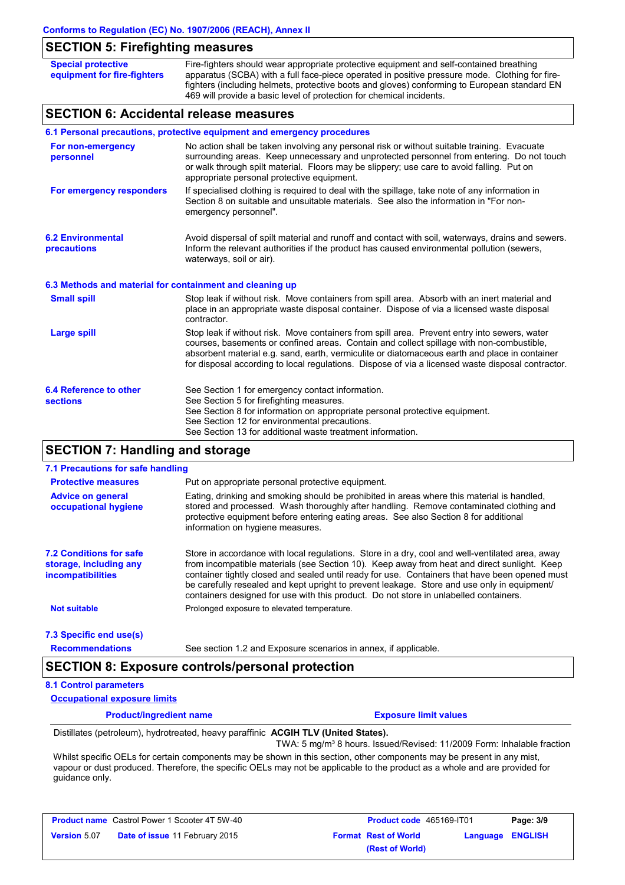## SECTION 5: Firefighting measures

| | |
|---|---|
| **Special protective equipment for fire-fighters** | Fire-fighters should wear appropriate protective equipment and self-contained breathing apparatus (SCBA) with a full face-piece operated in positive pressure mode. Clothing for fire-fighters (including helmets, protective boots and gloves) conforming to European standard EN 469 will provide a basic level of protection for chemical incidents. |

## SECTION 6: Accidental release measures

### 6.1 Personal precautions, protective equipment and emergency procedures

| | |
|---|---|
| **For non-emergency personnel** | No action shall be taken involving any personal risk or without suitable training. Evacuate surrounding areas. Keep unnecessary and unprotected personnel from entering. Do not touch or walk through spilt material. Floors may be slippery; use care to avoid falling. Put on appropriate personal protective equipment. |
| **For emergency responders** | If specialised clothing is required to deal with the spillage, take note of any information in Section 8 on suitable and unsuitable materials. See also the information in "For non-emergency personnel". |

| | |
|---|---|
| **6.2 Environmental precautions** | Avoid dispersal of spilt material and runoff and contact with soil, waterways, drains and sewers. Inform the relevant authorities if the product has caused environmental pollution (sewers, waterways, soil or air). |

### 6.3 Methods and material for containment and cleaning up

| | |
|---|---|
| **Small spill** | Stop leak if without risk. Move containers from spill area. Absorb with an inert material and place in an appropriate waste disposal container. Dispose of via a licensed waste disposal contractor. |
| **Large spill** | Stop leak if without risk. Move containers from spill area. Prevent entry into sewers, water courses, basements or confined areas. Contain and collect spillage with non-combustible, absorbent material e.g. sand, earth, vermiculite or diatomaceous earth and place in container for disposal according to local regulations. Dispose of via a licensed waste disposal contractor. |

| | |
|---|---|
| **6.4 Reference to other sections** | See Section 1 for emergency contact information.<br>See Section 5 for firefighting measures.<br>See Section 8 for information on appropriate personal protective equipment.<br>See Section 12 for environmental precautions.<br>See Section 13 for additional waste treatment information. |

## SECTION 7: Handling and storage

### 7.1 Precautions for safe handling

| | |
|---|---|
| **Protective measures** | Put on appropriate personal protective equipment. |
| **Advice on general occupational hygiene** | Eating, drinking and smoking should be prohibited in areas where this material is handled, stored and processed. Wash thoroughly after handling. Remove contaminated clothing and protective equipment before entering eating areas. See also Section 8 for additional information on hygiene measures. |

| | |
|---|---|
| **7.2 Conditions for safe storage, including any incompatibilities** | Store in accordance with local regulations. Store in a dry, cool and well-ventilated area, away from incompatible materials (see Section 10). Keep away from heat and direct sunlight. Keep container tightly closed and sealed until ready for use. Containers that have been opened must be carefully resealed and kept upright to prevent leakage. Store and use only in equipment/ containers designed for use with this product. Do not store in unlabelled containers. |
| **Not suitable** | Prolonged exposure to elevated temperature. |

### 7.3 Specific end use(s)

| | |
|---|---|
| **Recommendations** | See section 1.2 and Exposure scenarios in annex, if applicable. |

## SECTION 8: Exposure controls/personal protection

### 8.1 Control parameters

**Occupational exposure limits**

| Product/ingredient name | Exposure limit values |
|---|---|
| Distillates (petroleum), hydrotreated, heavy paraffinic | **ACGIH TLV (United States).**<br>TWA: 5 mg/m³ 8 hours. Issued/Revised: 11/2009 Form: Inhalable fraction |

Whilst specific OELs for certain components may be shown in this section, other components may be present in any mist, vapour or dust produced. Therefore, the specific OELs may not be applicable to the product as a whole and are provided for guidance only.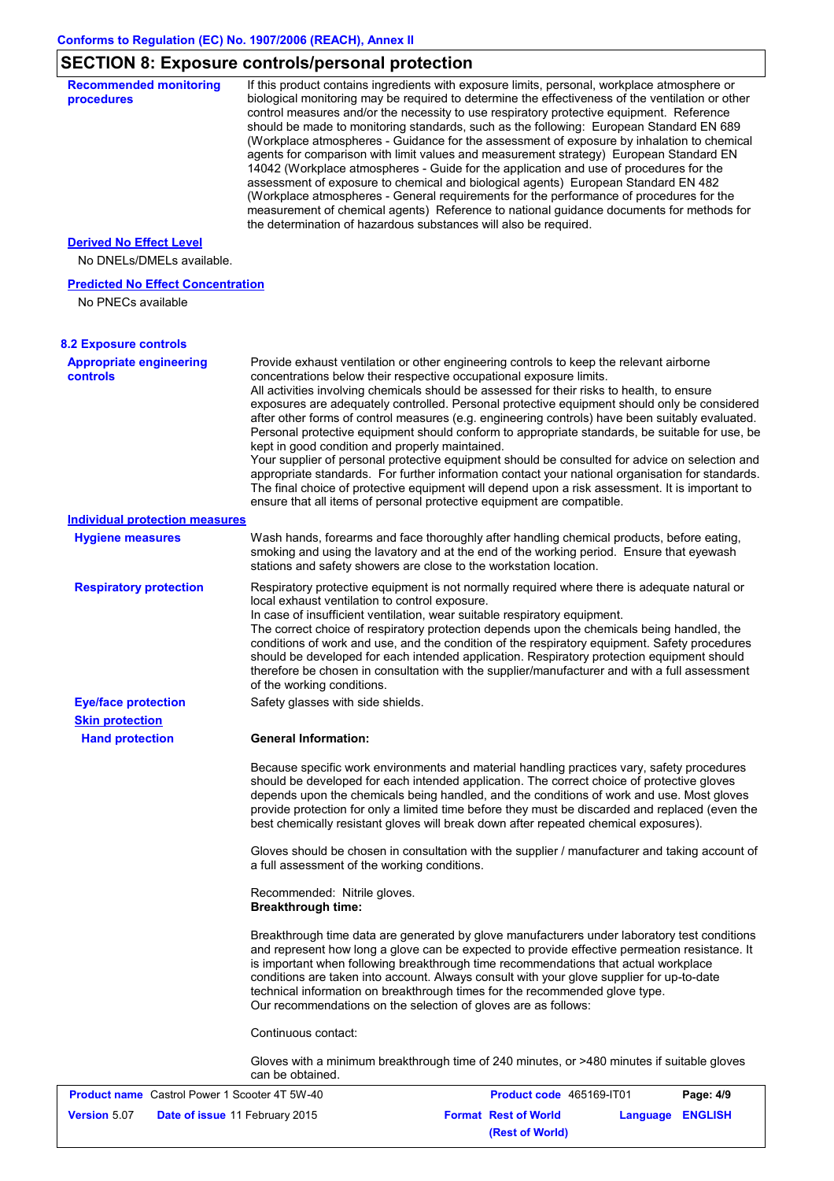## SECTION 8: Exposure controls/personal protection

**Recommended monitoring procedures**

If this product contains ingredients with exposure limits, personal, workplace atmosphere or biological monitoring may be required to determine the effectiveness of the ventilation or other control measures and/or the necessity to use respiratory protective equipment. Reference should be made to monitoring standards, such as the following: European Standard EN 689 (Workplace atmospheres - Guidance for the assessment of exposure by inhalation to chemical agents for comparison with limit values and measurement strategy) European Standard EN 14042 (Workplace atmospheres - Guide for the application and use of procedures for the assessment of exposure to chemical and biological agents) European Standard EN 482 (Workplace atmospheres - General requirements for the performance of procedures for the measurement of chemical agents) Reference to national guidance documents for methods for the determination of hazardous substances will also be required.

**Derived No Effect Level**

No DNELs/DMELs available.

**Predicted No Effect Concentration**

No PNECs available

### 8.2 Exposure controls

**Appropriate engineering controls**

Provide exhaust ventilation or other engineering controls to keep the relevant airborne concentrations below their respective occupational exposure limits.
All activities involving chemicals should be assessed for their risks to health, to ensure exposures are adequately controlled. Personal protective equipment should only be considered after other forms of control measures (e.g. engineering controls) have been suitably evaluated. Personal protective equipment should conform to appropriate standards, be suitable for use, be kept in good condition and properly maintained.
Your supplier of personal protective equipment should be consulted for advice on selection and appropriate standards. For further information contact your national organisation for standards. The final choice of protective equipment will depend upon a risk assessment. It is important to ensure that all items of personal protective equipment are compatible.

**Individual protection measures**

**Hygiene measures**

Wash hands, forearms and face thoroughly after handling chemical products, before eating, smoking and using the lavatory and at the end of the working period. Ensure that eyewash stations and safety showers are close to the workstation location.

**Respiratory protection**

Respiratory protective equipment is not normally required where there is adequate natural or local exhaust ventilation to control exposure.
In case of insufficient ventilation, wear suitable respiratory equipment.
The correct choice of respiratory protection depends upon the chemicals being handled, the conditions of work and use, and the condition of the respiratory equipment. Safety procedures should be developed for each intended application. Respiratory protection equipment should therefore be chosen in consultation with the supplier/manufacturer and with a full assessment of the working conditions.

**Eye/face protection**

Safety glasses with side shields.

**Skin protection**

**Hand protection**

**General Information:**

Because specific work environments and material handling practices vary, safety procedures should be developed for each intended application. The correct choice of protective gloves depends upon the chemicals being handled, and the conditions of work and use. Most gloves provide protection for only a limited time before they must be discarded and replaced (even the best chemically resistant gloves will break down after repeated chemical exposures).

Gloves should be chosen in consultation with the supplier / manufacturer and taking account of a full assessment of the working conditions.

Recommended: Nitrile gloves.
**Breakthrough time:**

Breakthrough time data are generated by glove manufacturers under laboratory test conditions and represent how long a glove can be expected to provide effective permeation resistance. It is important when following breakthrough time recommendations that actual workplace conditions are taken into account. Always consult with your glove supplier for up-to-date technical information on breakthrough times for the recommended glove type.
Our recommendations on the selection of gloves are as follows:

Continuous contact:

Gloves with a minimum breakthrough time of 240 minutes, or >480 minutes if suitable gloves can be obtained.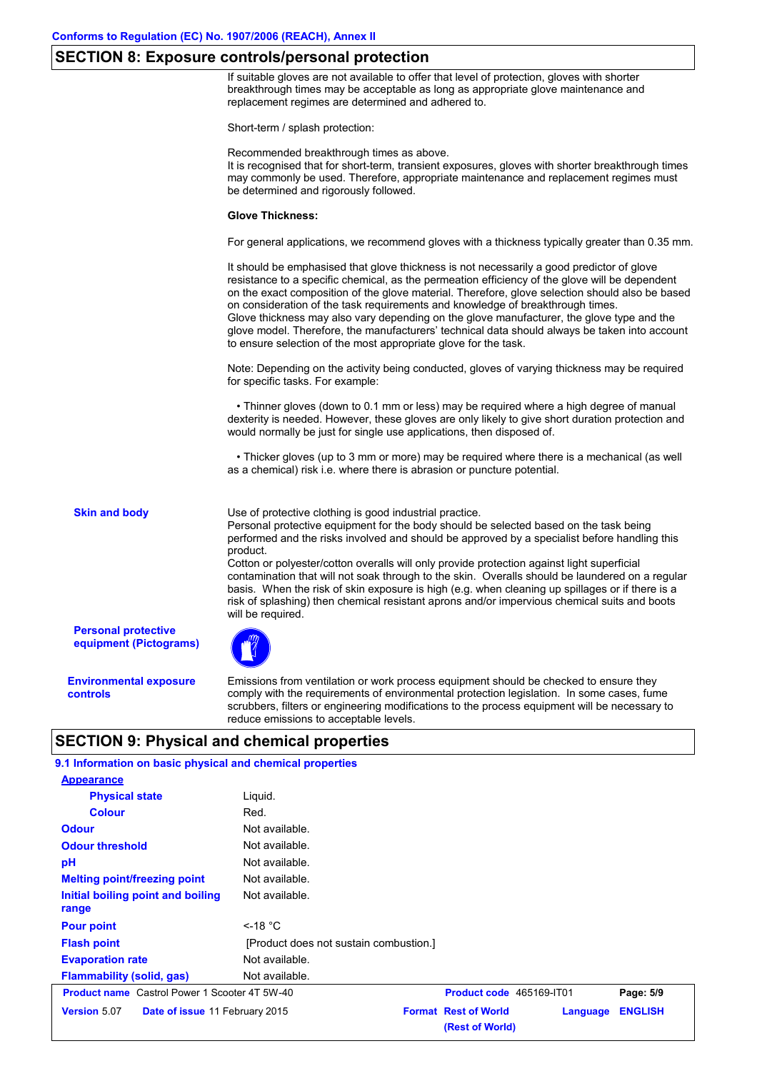## SECTION 8: Exposure controls/personal protection

If suitable gloves are not available to offer that level of protection, gloves with shorter breakthrough times may be acceptable as long as appropriate glove maintenance and replacement regimes are determined and adhered to.

Short-term / splash protection:

Recommended breakthrough times as above.
It is recognised that for short-term, transient exposures, gloves with shorter breakthrough times may commonly be used. Therefore, appropriate maintenance and replacement regimes must be determined and rigorously followed.

**Glove Thickness:**

For general applications, we recommend gloves with a thickness typically greater than 0.35 mm.

It should be emphasised that glove thickness is not necessarily a good predictor of glove resistance to a specific chemical, as the permeation efficiency of the glove will be dependent on the exact composition of the glove material. Therefore, glove selection should also be based on consideration of the task requirements and knowledge of breakthrough times.
Glove thickness may also vary depending on the glove manufacturer, the glove type and the glove model. Therefore, the manufacturers' technical data should always be taken into account to ensure selection of the most appropriate glove for the task.

Note: Depending on the activity being conducted, gloves of varying thickness may be required for specific tasks. For example:

- Thinner gloves (down to 0.1 mm or less) may be required where a high degree of manual dexterity is needed. However, these gloves are only likely to give short duration protection and would normally be just for single use applications, then disposed of.

- Thicker gloves (up to 3 mm or more) may be required where there is a mechanical (as well as a chemical) risk i.e. where there is abrasion or puncture potential.

**Skin and body**

Use of protective clothing is good industrial practice.
Personal protective equipment for the body should be selected based on the task being performed and the risks involved and should be approved by a specialist before handling this product.
Cotton or polyester/cotton overalls will only provide protection against light superficial contamination that will not soak through to the skin. Overalls should be laundered on a regular basis. When the risk of skin exposure is high (e.g. when cleaning up spillages or if there is a risk of splashing) then chemical resistant aprons and/or impervious chemical suits and boots will be required.

**Personal protective equipment (Pictograms)**

**Environmental exposure controls**

Emissions from ventilation or work process equipment should be checked to ensure they comply with the requirements of environmental protection legislation. In some cases, fume scrubbers, filters or engineering modifications to the process equipment will be necessary to reduce emissions to acceptable levels.

## SECTION 9: Physical and chemical properties

### 9.1 Information on basic physical and chemical properties

**Appearance**

| Property | Value |
|---|---|
| Physical state | Liquid. |
| Colour | Red. |
| Odour | Not available. |
| Odour threshold | Not available. |
| pH | Not available. |
| Melting point/freezing point | Not available. |
| Initial boiling point and boiling range | Not available. |
| Pour point | <-18 °C |
| Flash point | [Product does not sustain combustion.] |
| Evaporation rate | Not available. |
| Flammability (solid, gas) | Not available. |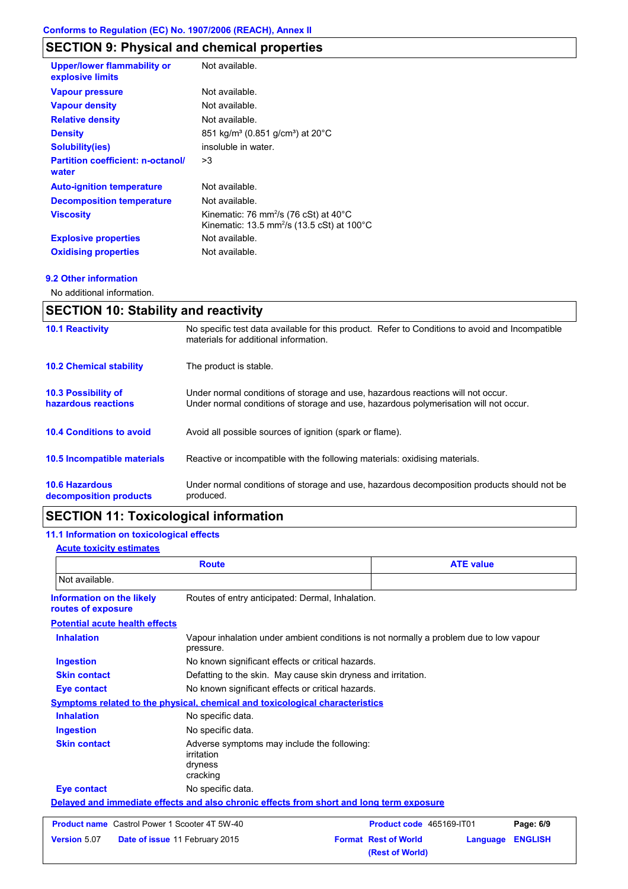Conforms to Regulation (EC) No. 1907/2006 (REACH), Annex II

## SECTION 9: Physical and chemical properties

| | |
|---|---|
| **Upper/lower flammability or explosive limits** | Not available. |
| **Vapour pressure** | Not available. |
| **Vapour density** | Not available. |
| **Relative density** | Not available. |
| **Density** | 851 kg/m³ (0.851 g/cm³) at 20°C |
| **Solubility(ies)** | insoluble in water. |
| **Partition coefficient: n-octanol/ water** | >3 |
| **Auto-ignition temperature** | Not available. |
| **Decomposition temperature** | Not available. |
| **Viscosity** | Kinematic: 76 $mm^2/s$ (76 cSt) at 40°C<br>Kinematic: 13.5 $mm^2/s$ (13.5 cSt) at 100°C |
| **Explosive properties** | Not available. |
| **Oxidising properties** | Not available. |

### 9.2 Other information

No additional information.

## SECTION 10: Stability and reactivity

| | |
|---|---|
| **10.1 Reactivity** | No specific test data available for this product. Refer to Conditions to avoid and Incompatible materials for additional information. |
| **10.2 Chemical stability** | The product is stable. |
| **10.3 Possibility of hazardous reactions** | Under normal conditions of storage and use, hazardous reactions will not occur.<br>Under normal conditions of storage and use, hazardous polymerisation will not occur. |
| **10.4 Conditions to avoid** | Avoid all possible sources of ignition (spark or flame). |
| **10.5 Incompatible materials** | Reactive or incompatible with the following materials: oxidising materials. |
| **10.6 Hazardous decomposition products** | Under normal conditions of storage and use, hazardous decomposition products should not be produced. |

## SECTION 11: Toxicological information

### 11.1 Information on toxicological effects

**Acute toxicity estimates**

| Route | ATE value |
|---|---|
| Not available. | |

**Information on the likely routes of exposure**: Routes of entry anticipated: Dermal, Inhalation.

**Potential acute health effects**

| | |
|---|---|
| **Inhalation** | Vapour inhalation under ambient conditions is not normally a problem due to low vapour pressure. |
| **Ingestion** | No known significant effects or critical hazards. |
| **Skin contact** | Defatting to the skin. May cause skin dryness and irritation. |
| **Eye contact** | No known significant effects or critical hazards. |

**Symptoms related to the physical, chemical and toxicological characteristics**

| | |
|---|---|
| **Inhalation** | No specific data. |
| **Ingestion** | No specific data. |
| **Skin contact** | Adverse symptoms may include the following:<br>irritation<br>dryness<br>cracking |
| **Eye contact** | No specific data. |

**Delayed and immediate effects and also chronic effects from short and long term exposure**

| | | | |
|---|---|---|---|
| **Product name** Castrol Power 1 Scooter 4T 5W-40 | | **Product code** 465169-IT01 | |
| **Version** 5.07 | **Date of issue** 11 February 2015 | **Format** Rest of World (Rest of World) | **Language** ENGLISH |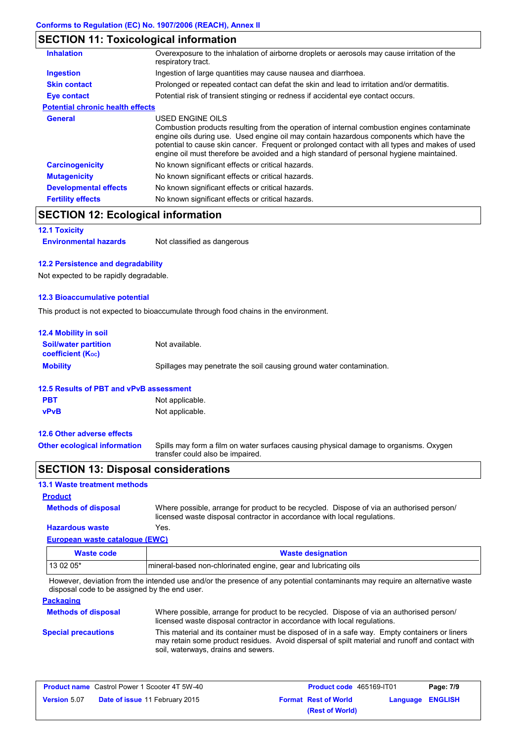## SECTION 11: Toxicological information

| | |
|---|---|
| **Inhalation** | Overexposure to the inhalation of airborne droplets or aerosols may cause irritation of the respiratory tract. |
| **Ingestion** | Ingestion of large quantities may cause nausea and diarrhoea. |
| **Skin contact** | Prolonged or repeated contact can defat the skin and lead to irritation and/or dermatitis. |
| **Eye contact** | Potential risk of transient stinging or redness if accidental eye contact occurs. |

**Potential chronic health effects**

| | |
|---|---|
| **General** | USED ENGINE OILS<br>Combustion products resulting from the operation of internal combustion engines contaminate engine oils during use. Used engine oil may contain hazardous components which have the potential to cause skin cancer. Frequent or prolonged contact with all types and makes of used engine oil must therefore be avoided and a high standard of personal hygiene maintained. |
| **Carcinogenicity** | No known significant effects or critical hazards. |
| **Mutagenicity** | No known significant effects or critical hazards. |
| **Developmental effects** | No known significant effects or critical hazards. |
| **Fertility effects** | No known significant effects or critical hazards. |

## SECTION 12: Ecological information

### 12.1 Toxicity

**Environmental hazards** Not classified as dangerous

### 12.2 Persistence and degradability

Not expected to be rapidly degradable.

### 12.3 Bioaccumulative potential

This product is not expected to bioaccumulate through food chains in the environment.

### 12.4 Mobility in soil

| | |
|---|---|
| **Soil/water partition coefficient ($K_{OC}$)** | Not available. |
| **Mobility** | Spillages may penetrate the soil causing ground water contamination. |

### 12.5 Results of PBT and vPvB assessment

| | |
|---|---|
| **PBT** | Not applicable. |
| **vPvB** | Not applicable. |

### 12.6 Other adverse effects

**Other ecological information** Spills may form a film on water surfaces causing physical damage to organisms. Oxygen transfer could also be impaired.

## SECTION 13: Disposal considerations

### 13.1 Waste treatment methods

**Product**

| | |
|---|---|
| **Methods of disposal** | Where possible, arrange for product to be recycled. Dispose of via an authorised person/ licensed waste disposal contractor in accordance with local regulations. |
| **Hazardous waste** | Yes. |

**European waste catalogue (EWC)**

| Waste code | Waste designation |
|---|---|
| 13 02 05* | mineral-based non-chlorinated engine, gear and lubricating oils |

However, deviation from the intended use and/or the presence of any potential contaminants may require an alternative waste disposal code to be assigned by the end user.

**Packaging**

| | |
|---|---|
| **Methods of disposal** | Where possible, arrange for product to be recycled. Dispose of via an authorised person/ licensed waste disposal contractor in accordance with local regulations. |
| **Special precautions** | This material and its container must be disposed of in a safe way. Empty containers or liners may retain some product residues. Avoid dispersal of spilt material and runoff and contact with soil, waterways, drains and sewers. |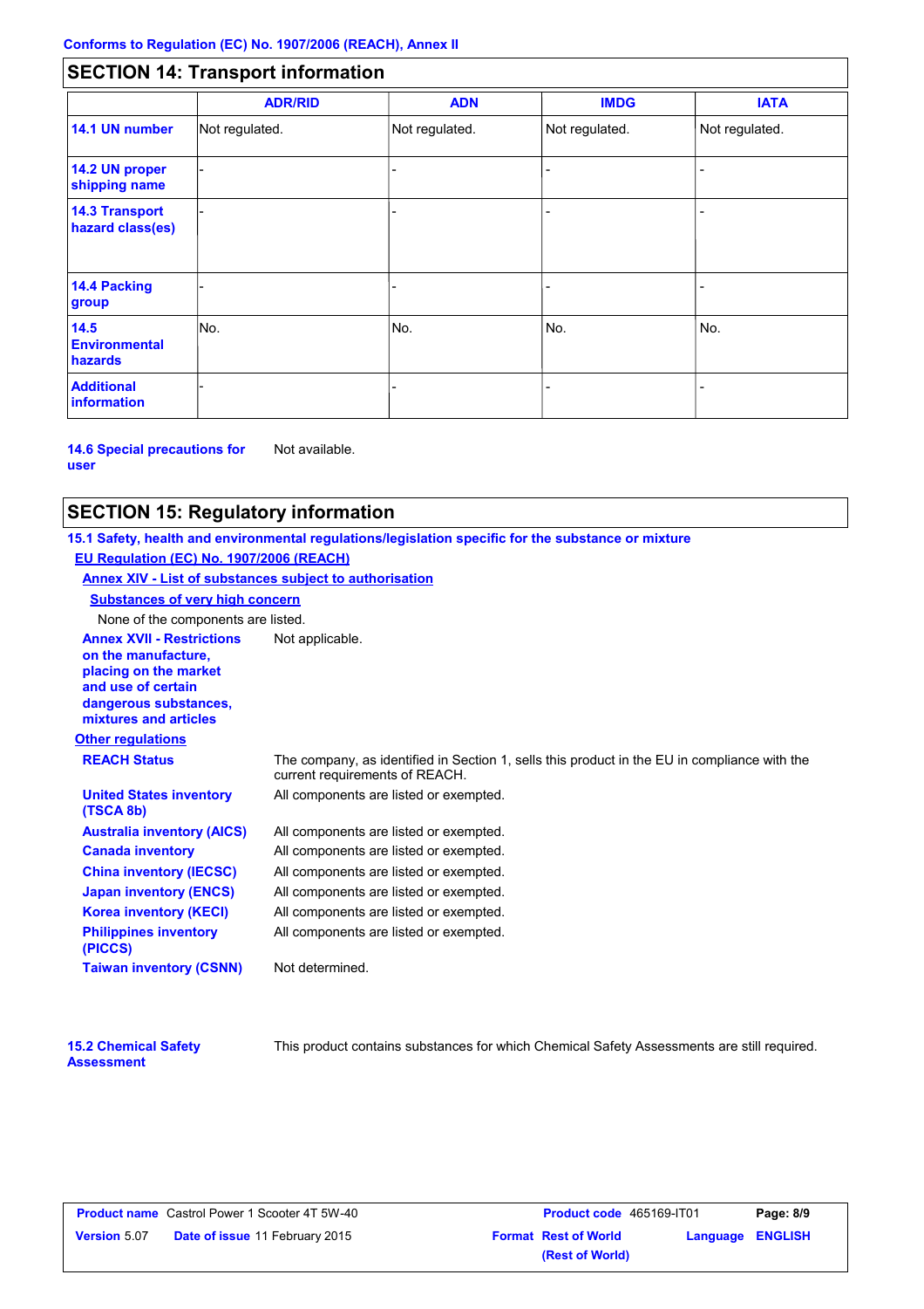Conforms to Regulation (EC) No. 1907/2006 (REACH), Annex II

## SECTION 14: Transport information

| | ADR/RID | ADN | IMDG | IATA |
|---|---|---|---|---|
| **14.1 UN number** | Not regulated. | Not regulated. | Not regulated. | Not regulated. |
| **14.2 UN proper shipping name** | - | - | - | - |
| **14.3 Transport hazard class(es)** | - | - | - | - |
| **14.4 Packing group** | - | - | - | - |
| **14.5 Environmental hazards** | No. | No. | No. | No. |
| **Additional information** | - | - | - | - |

**14.6 Special precautions for user** Not available.

## SECTION 15: Regulatory information

**15.1 Safety, health and environmental regulations/legislation specific for the substance or mixture**

**EU Regulation (EC) No. 1907/2006 (REACH)**

**Annex XIV - List of substances subject to authorisation**

**Substances of very high concern**

None of the components are listed.

**Annex XVII - Restrictions on the manufacture, placing on the market and use of certain dangerous substances, mixtures and articles** Not applicable.

**Other regulations**

**REACH Status** The company, as identified in Section 1, sells this product in the EU in compliance with the current requirements of REACH.

**United States inventory (TSCA 8b)** All components are listed or exempted.

**Australia inventory (AICS)** All components are listed or exempted.

**Canada inventory** All components are listed or exempted.

**China inventory (IECSC)** All components are listed or exempted.

**Japan inventory (ENCS)** All components are listed or exempted.

**Korea inventory (KECI)** All components are listed or exempted.

**Philippines inventory (PICCS)** All components are listed or exempted.

**Taiwan inventory (CSNN)** Not determined.

**15.2 Chemical Safety Assessment** This product contains substances for which Chemical Safety Assessments are still required.

**Product name** Castrol Power 1 Scooter 4T 5W-40 **Product code** 465169-IT01
**Version** 5.07 **Date of issue** 11 February 2015 **Format** Rest of World (Rest of World) **Language** ENGLISH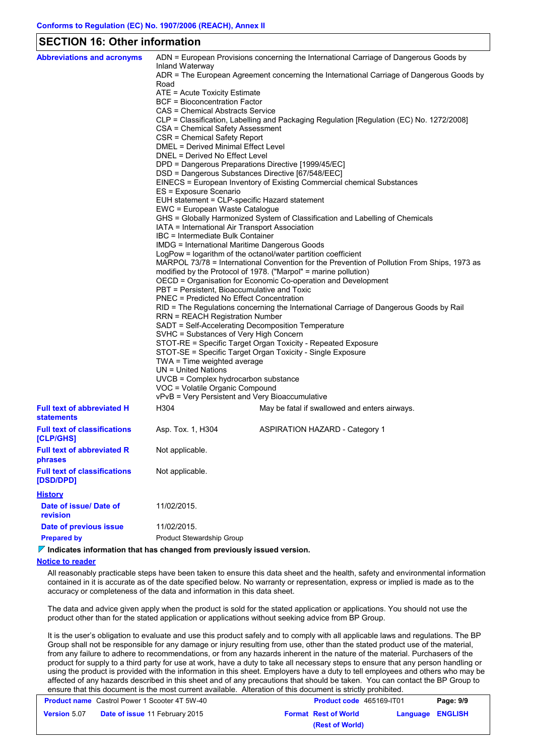## SECTION 16: Other information

**Abbreviations and acronyms**

ADN = European Provisions concerning the International Carriage of Dangerous Goods by Inland Waterway
ADR = The European Agreement concerning the International Carriage of Dangerous Goods by Road
ATE = Acute Toxicity Estimate
BCF = Bioconcentration Factor
CAS = Chemical Abstracts Service
CLP = Classification, Labelling and Packaging Regulation [Regulation (EC) No. 1272/2008]
CSA = Chemical Safety Assessment
CSR = Chemical Safety Report
DMEL = Derived Minimal Effect Level
DNEL = Derived No Effect Level
DPD = Dangerous Preparations Directive [1999/45/EC]
DSD = Dangerous Substances Directive [67/548/EEC]
EINECS = European Inventory of Existing Commercial chemical Substances
ES = Exposure Scenario
EUH statement = CLP-specific Hazard statement
EWC = European Waste Catalogue
GHS = Globally Harmonized System of Classification and Labelling of Chemicals
IATA = International Air Transport Association
IBC = Intermediate Bulk Container
IMDG = International Maritime Dangerous Goods
LogPow = logarithm of the octanol/water partition coefficient
MARPOL 73/78 = International Convention for the Prevention of Pollution From Ships, 1973 as modified by the Protocol of 1978. ("Marpol" = marine pollution)
OECD = Organisation for Economic Co-operation and Development
PBT = Persistent, Bioaccumulative and Toxic
PNEC = Predicted No Effect Concentration
RID = The Regulations concerning the International Carriage of Dangerous Goods by Rail
RRN = REACH Registration Number
SADT = Self-Accelerating Decomposition Temperature
SVHC = Substances of Very High Concern
STOT-RE = Specific Target Organ Toxicity - Repeated Exposure
STOT-SE = Specific Target Organ Toxicity - Single Exposure
TWA = Time weighted average
UN = United Nations
UVCB = Complex hydrocarbon substance
VOC = Volatile Organic Compound
vPvB = Very Persistent and Very Bioaccumulative

| | | |
|---|---|---|
| **Full text of abbreviated H statements** | H304 | May be fatal if swallowed and enters airways. |
| **Full text of classifications [CLP/GHS]** | Asp. Tox. 1, H304 | ASPIRATION HAZARD - Category 1 |
| **Full text of abbreviated R phrases** | Not applicable. | |
| **Full text of classifications [DSD/DPD]** | Not applicable. | |

**History**

| | |
|---|---|
| **Date of issue/ Date of revision** | 11/02/2015. |
| **Date of previous issue** | 11/02/2015. |
| **Prepared by** | Product Stewardship Group |

**Indicates information that has changed from previously issued version.**

**Notice to reader**

All reasonably practicable steps have been taken to ensure this data sheet and the health, safety and environmental information contained in it is accurate as of the date specified below. No warranty or representation, express or implied is made as to the accuracy or completeness of the data and information in this data sheet.

The data and advice given apply when the product is sold for the stated application or applications. You should not use the product other than for the stated application or applications without seeking advice from BP Group.

It is the user's obligation to evaluate and use this product safely and to comply with all applicable laws and regulations. The BP Group shall not be responsible for any damage or injury resulting from use, other than the stated product use of the material, from any failure to adhere to recommendations, or from any hazards inherent in the nature of the material. Purchasers of the product for supply to a third party for use at work, have a duty to take all necessary steps to ensure that any person handling or using the product is provided with the information in this sheet. Employers have a duty to tell employees and others who may be affected of any hazards described in this sheet and of any precautions that should be taken. You can contact the BP Group to ensure that this document is the most current available. Alteration of this document is strictly prohibited.

| | | | |
|---|---|---|---|
| **Product name** Castrol Power 1 Scooter 4T 5W-40 | | **Product code** 465169-IT01 | |
| **Version** 5.07 | **Date of issue** 11 February 2015 | **Format Rest of World (Rest of World)** | **Language ENGLISH** |